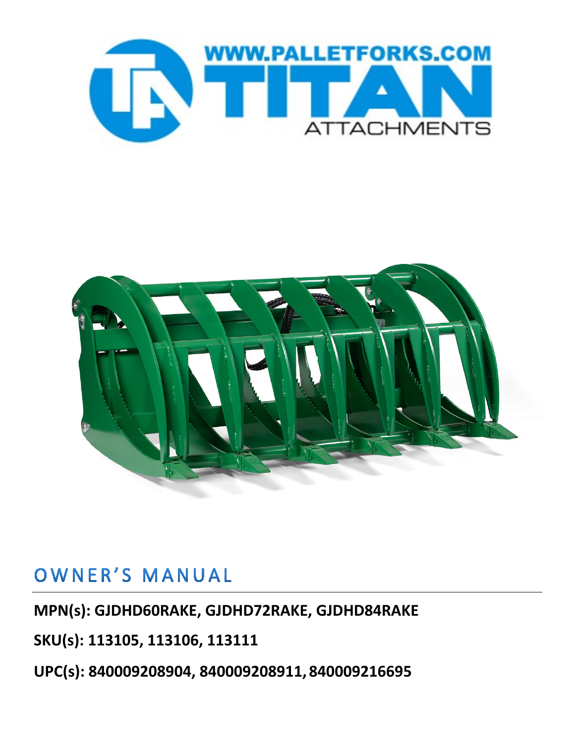# OWNER'S MANUAL

**MPN(s): GJDHD60RAKE, GJDHD72RAKE, GJDHD84RAKE**

**SKU(s): 113105, 113106, 113111**

**UPC(s): 840009208904, 840009208911, 840009216695**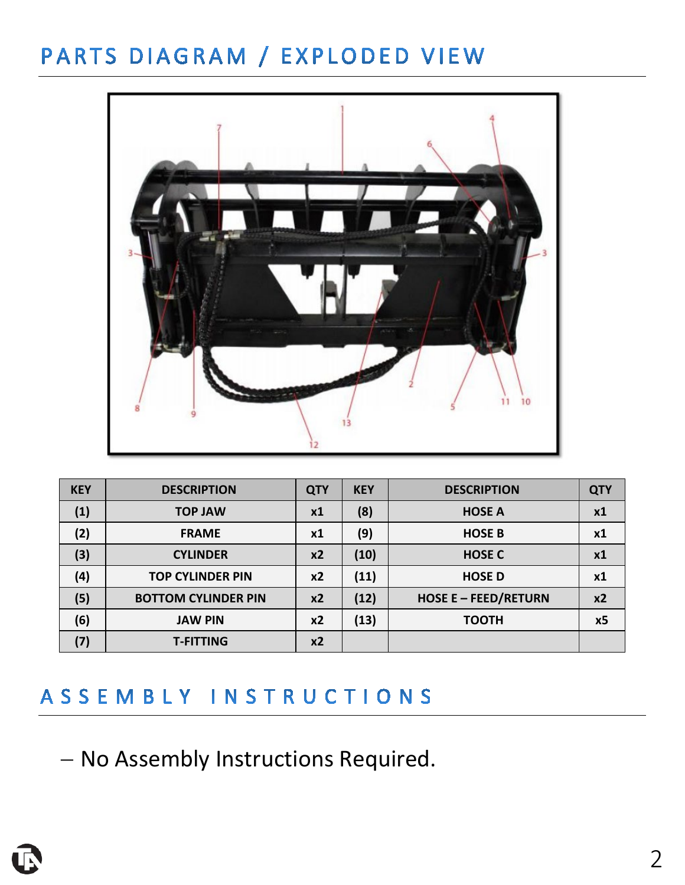## PARTS DIAGRAM / EXPLODED VIEW

| KEY | DESCRIPTION | QTY | KEY | DESCRIPTION | QTY |
|---|---|---|---|---|---|
| (1) | TOP JAW | x1 | (8) | HOSE A | x1 |
| (2) | FRAME | x1 | (9) | HOSE B | x1 |
| (3) | CYLINDER | x2 | (10) | HOSE C | x1 |
| (4) | TOP CYLINDER PIN | x2 | (11) | HOSE D | x1 |
| (5) | BOTTOM CYLINDER PIN | x2 | (12) | HOSE E – FEED/RETURN | x2 |
| (6) | JAW PIN | x2 | (13) | TOOTH | x5 |
| (7) | T-FITTING | x2 | | | |

## ASSEMBLY INSTRUCTIONS

– No Assembly Instructions Required.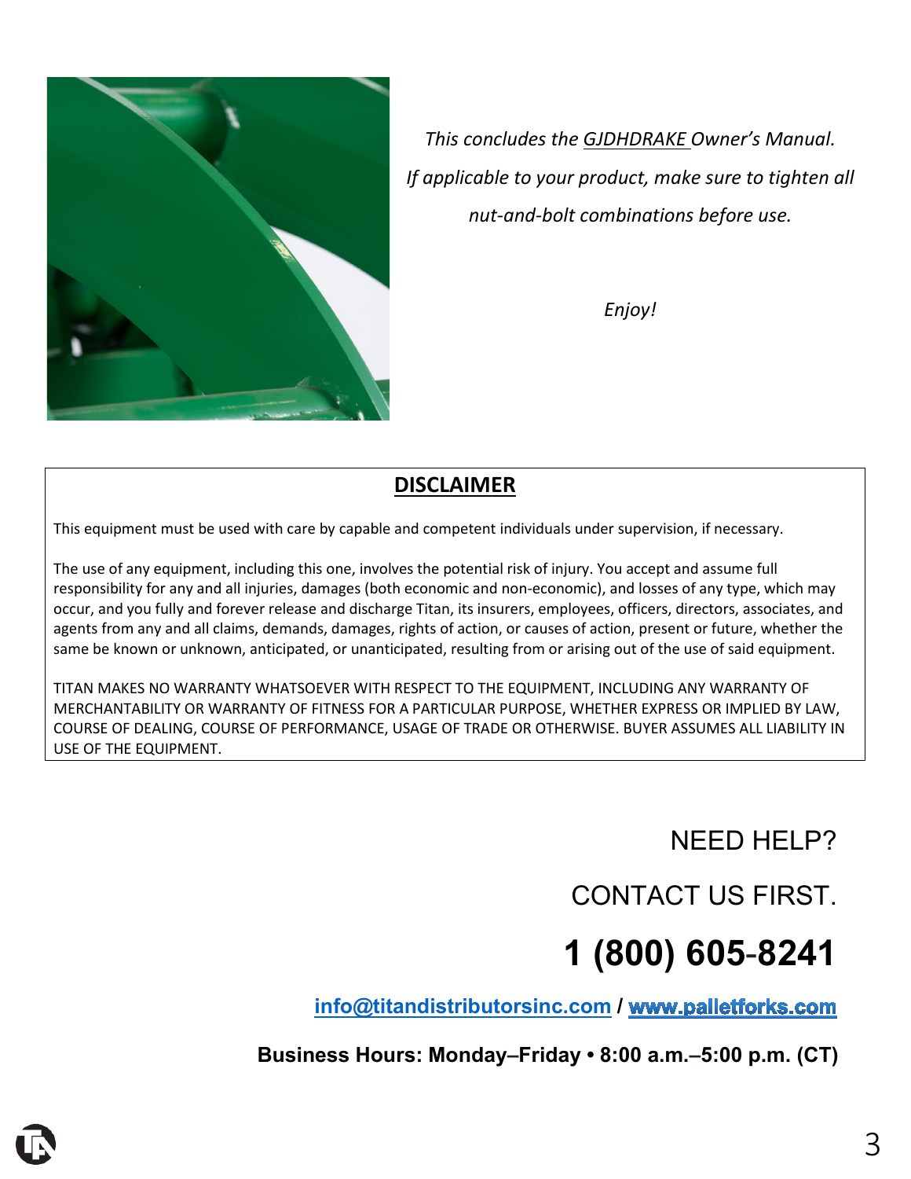*This concludes the GJDHDRAKE Owner's Manual.*
*If applicable to your product, make sure to tighten all nut-and-bolt combinations before use.*

*Enjoy!*

## DISCLAIMER

This equipment must be used with care by capable and competent individuals under supervision, if necessary.

The use of any equipment, including this one, involves the potential risk of injury. You accept and assume full responsibility for any and all injuries, damages (both economic and non-economic), and losses of any type, which may occur, and you fully and forever release and discharge Titan, its insurers, employees, officers, directors, associates, and agents from any and all claims, demands, damages, rights of action, or causes of action, present or future, whether the same be known or unknown, anticipated, or unanticipated, resulting from or arising out of the use of said equipment.

TITAN MAKES NO WARRANTY WHATSOEVER WITH RESPECT TO THE EQUIPMENT, INCLUDING ANY WARRANTY OF MERCHANTABILITY OR WARRANTY OF FITNESS FOR A PARTICULAR PURPOSE, WHETHER EXPRESS OR IMPLIED BY LAW, COURSE OF DEALING, COURSE OF PERFORMANCE, USAGE OF TRADE OR OTHERWISE. BUYER ASSUMES ALL LIABILITY IN USE OF THE EQUIPMENT.

NEED HELP?

CONTACT US FIRST.

**1 (800) 605-8241**

**info@titandistributorsinc.com / www.palletforks.com**

**Business Hours: Monday–Friday • 8:00 a.m.–5:00 p.m. (CT)**